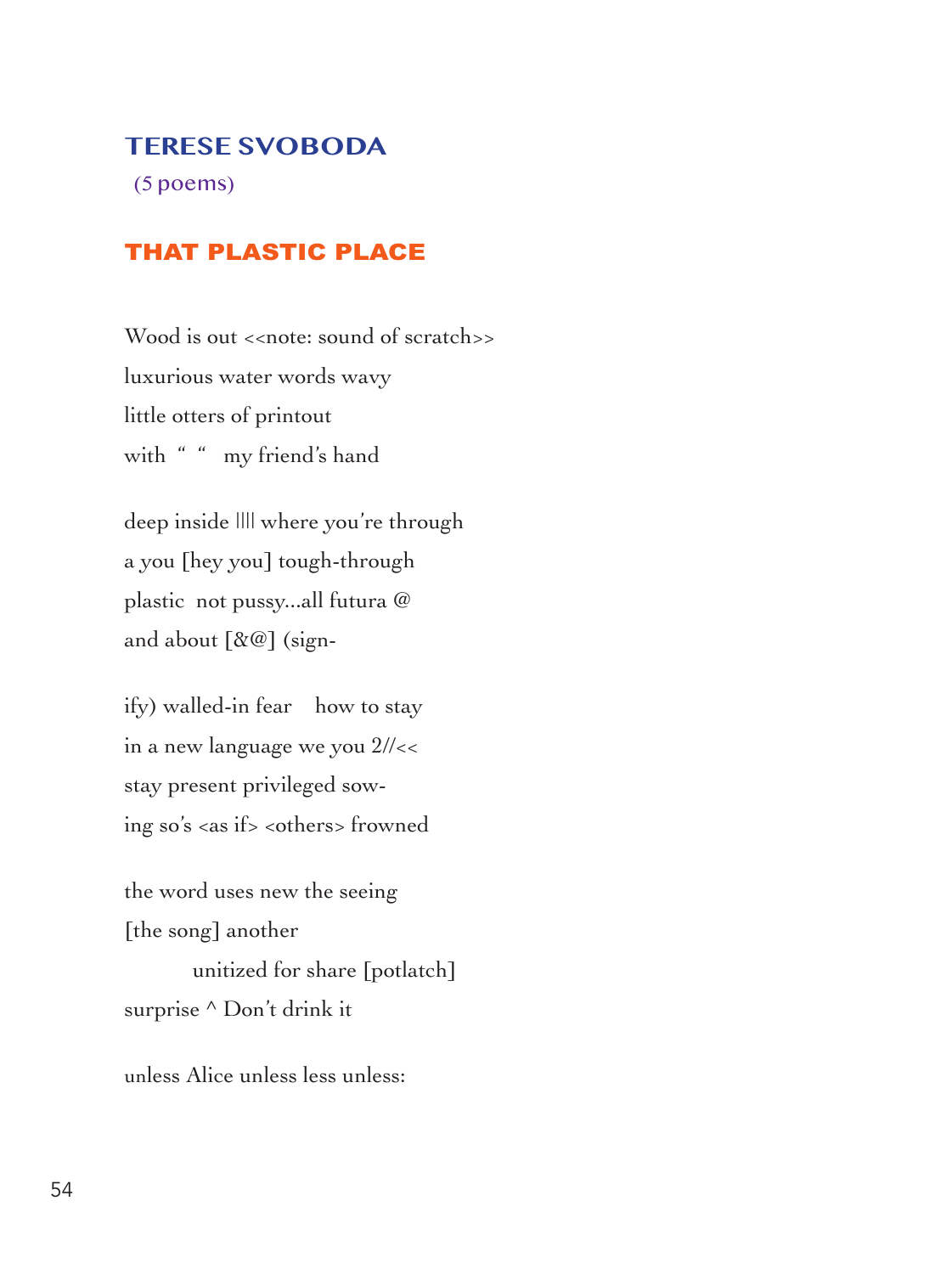# TERESE SVOBODA

(5 poems)

## THAT PLASTIC PLACE

Wood is out <<note: sound of scratch>>  
luxurious water words wavy  
little otters of printout  
with " " my friend's hand

deep inside |||| where you're through  
a you [hey you] tough-through  
plastic not pussy...all futura @  
and about [&@] (sign-

ify) walled-in fear how to stay  
in a new language we you 2//<<  
stay present privileged sow-  
ing so's <as if> <others> frowned

the word uses new the seeing  
[the song] another  
          unitized for share [potlatch]  
surprise ^ Don't drink it

unless Alice unless less unless: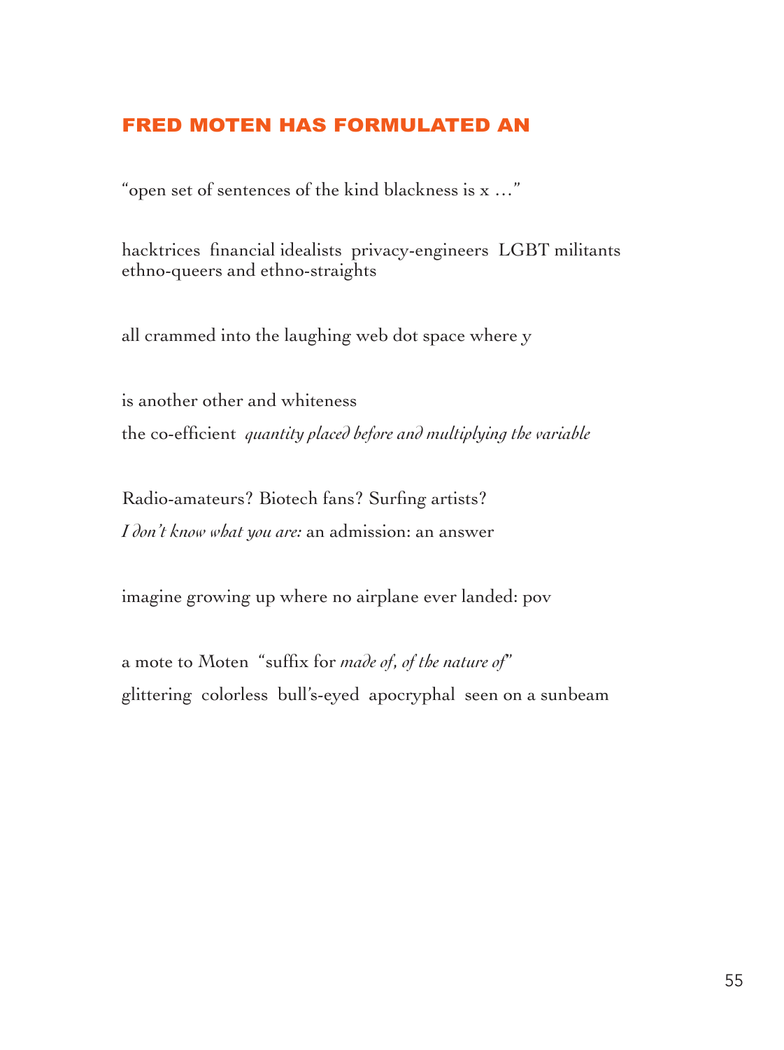## **FRED MOTEN HAS FORMULATED AN**

"open set of sentences of the kind blackness is x …"

hacktrices  financial idealists  privacy-engineers  LGBT militants  
ethno-queers and ethno-straights

all crammed into the laughing web dot space where y

is another other and whiteness

the co-efficient  *quantity placed before and multiplying the variable*

Radio-amateurs? Biotech fans? Surfing artists?

*I don't know what you are:* an admission: an answer

imagine growing up where no airplane ever landed: pov

a mote to Moten  "suffix for *made of, of the nature of*"

glittering  colorless  bull's-eyed  apocryphal  seen on a sunbeam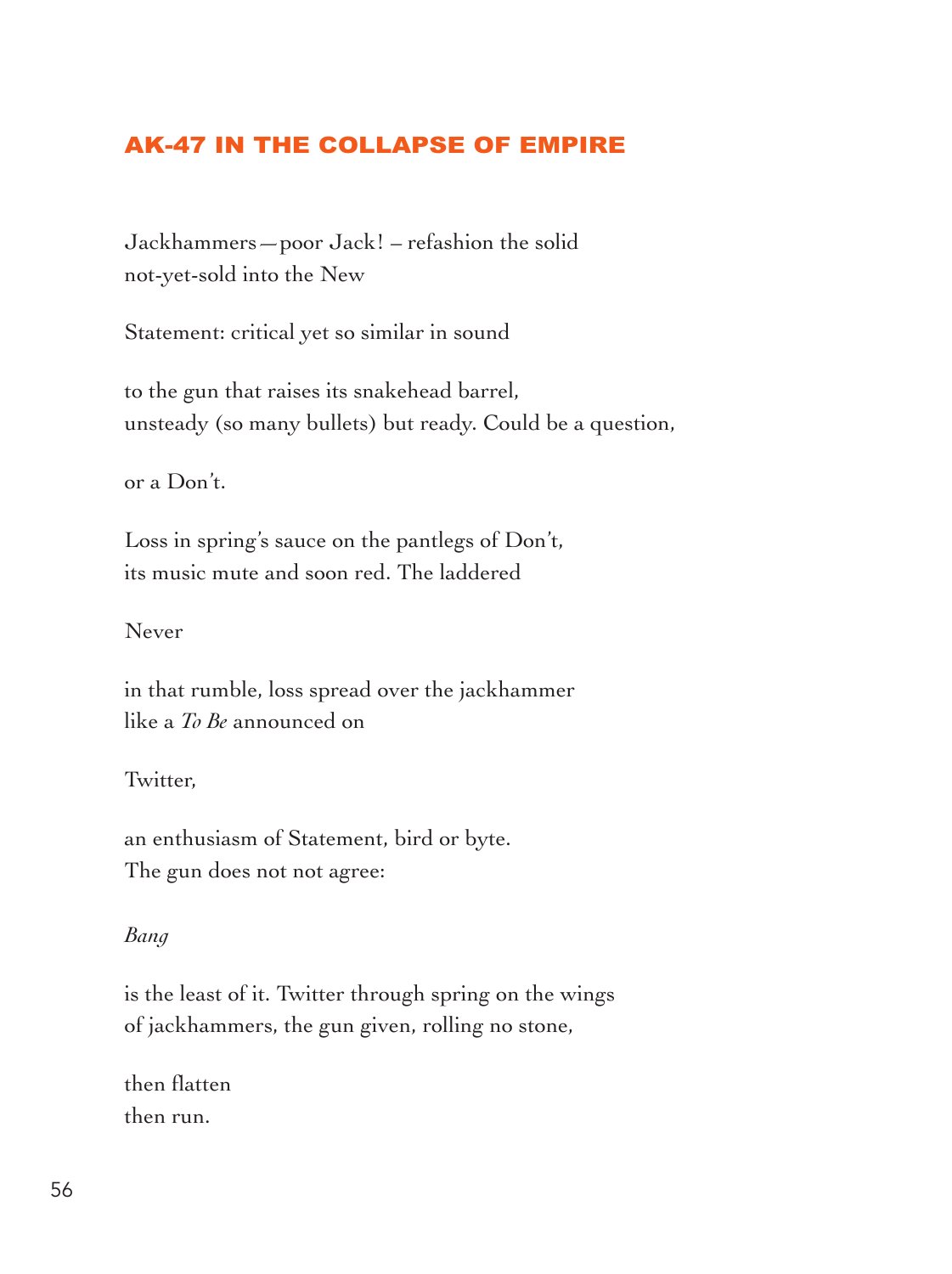# AK-47 IN THE COLLAPSE OF EMPIRE

Jackhammers—poor Jack! – refashion the solid
not-yet-sold into the New

Statement: critical yet so similar in sound

to the gun that raises its snakehead barrel,
unsteady (so many bullets) but ready. Could be a question,

or a Don't.

Loss in spring's sauce on the pantlegs of Don't,
its music mute and soon red. The laddered

Never

in that rumble, loss spread over the jackhammer
like a *To Be* announced on

Twitter,

an enthusiasm of Statement, bird or byte.
The gun does not not agree:

*Bang*

is the least of it. Twitter through spring on the wings
of jackhammers, the gun given, rolling no stone,

then flatten
then run.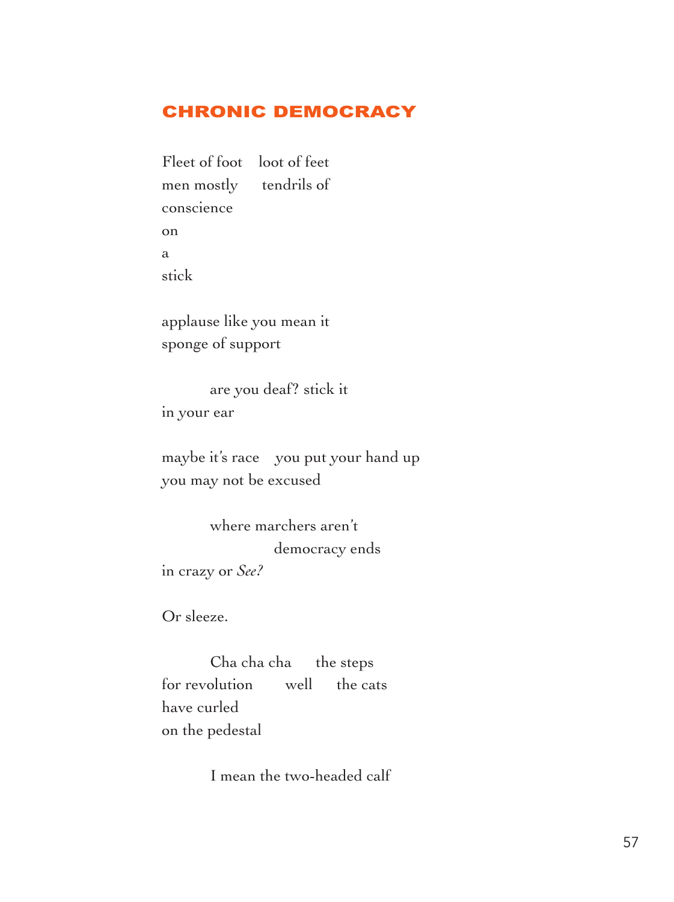# CHRONIC DEMOCRACY

Fleet of foot    loot of feet
men mostly     tendrils of
conscience
on
a
stick

applause like you mean it
sponge of support

        are you deaf? stick it
in your ear

maybe it's race    you put your hand up
you may not be excused

        where marchers aren't
                    democracy ends
in crazy or *See?*

Or sleeze.

        Cha cha cha     the steps
for revolution      well     the cats
have curled
on the pedestal

        I mean the two-headed calf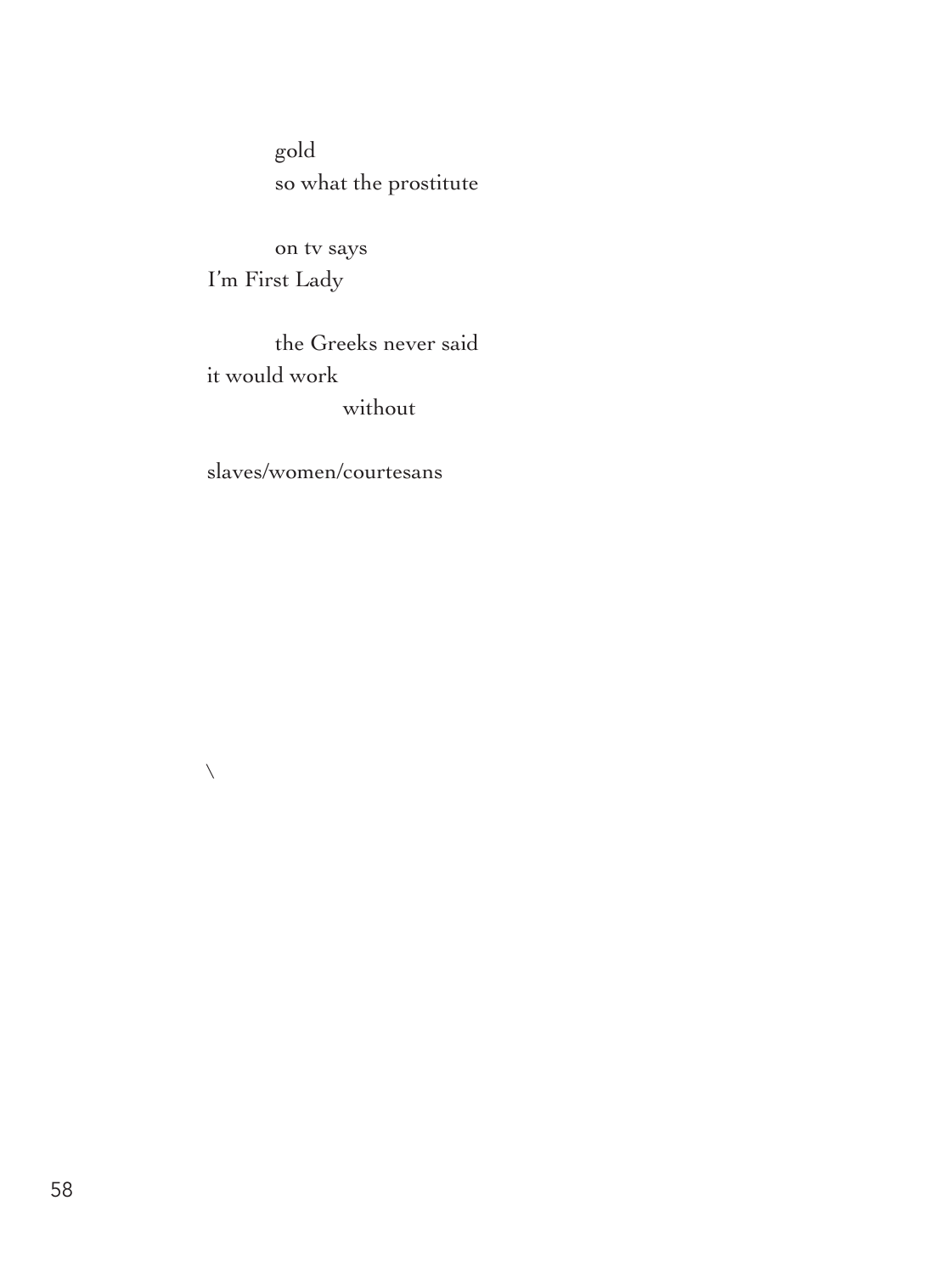gold
so what the prostitute

on tv says
I'm First Lady

the Greeks never said
it would work
without

slaves/women/courtesans

\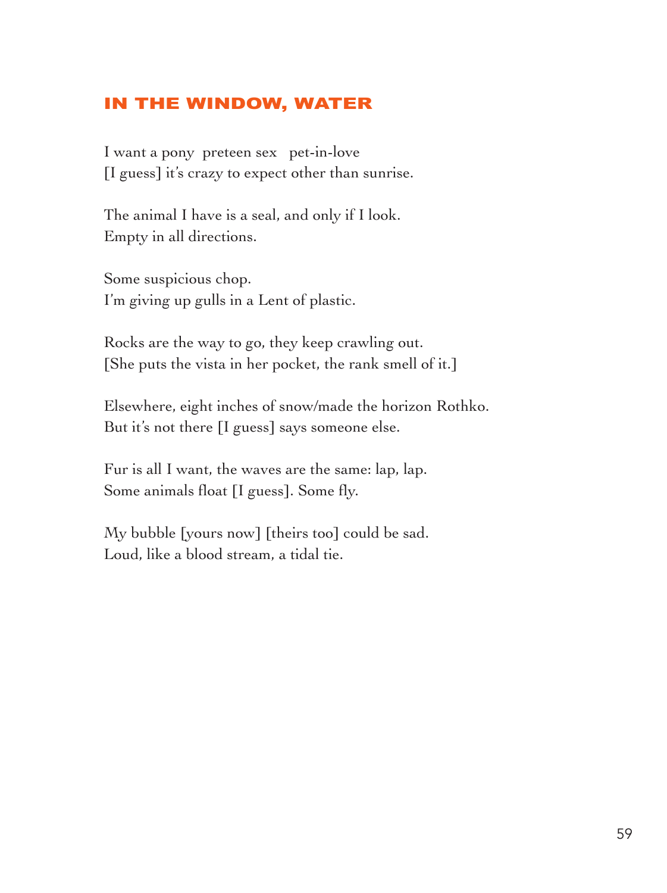## IN THE WINDOW, WATER

I want a pony  preteen sex   pet-in-love
[I guess] it's crazy to expect other than sunrise.

The animal I have is a seal, and only if I look.
Empty in all directions.

Some suspicious chop.
I'm giving up gulls in a Lent of plastic.

Rocks are the way to go, they keep crawling out.
[She puts the vista in her pocket, the rank smell of it.]

Elsewhere, eight inches of snow/made the horizon Rothko.
But it's not there [I guess] says someone else.

Fur is all I want, the waves are the same: lap, lap.
Some animals float [I guess]. Some fly.

My bubble [yours now] [theirs too] could be sad.
Loud, like a blood stream, a tidal tie.